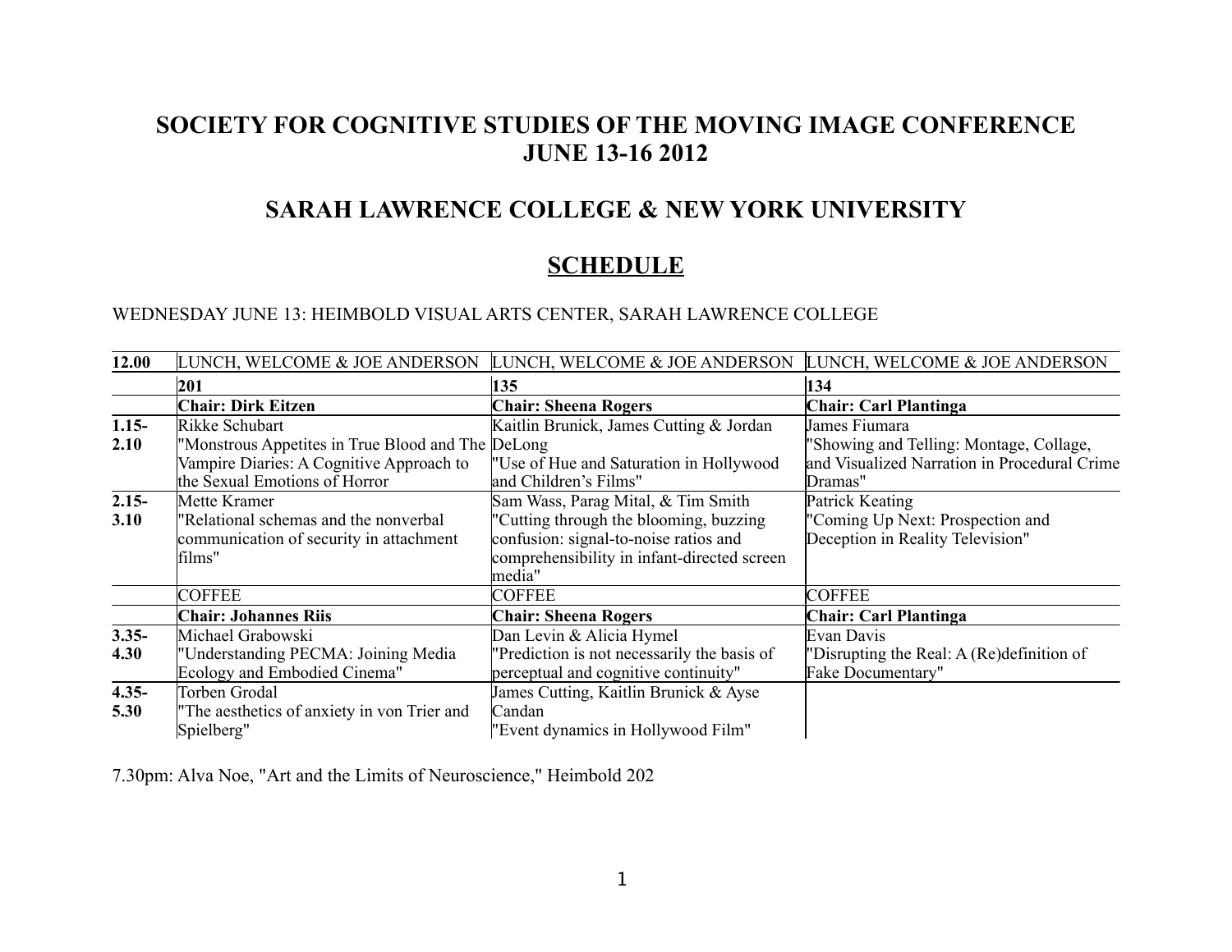# SOCIETY FOR COGNITIVE STUDIES OF THE MOVING IMAGE CONFERENCE JUNE 13-16 2012

## SARAH LAWRENCE COLLEGE & NEW YORK UNIVERSITY

## SCHEDULE

WEDNESDAY JUNE 13: HEIMBOLD VISUAL ARTS CENTER, SARAH LAWRENCE COLLEGE

| **12.00** | LUNCH, WELCOME & JOE ANDERSON | LUNCH, WELCOME & JOE ANDERSON | LUNCH, WELCOME & JOE ANDERSON |
|---|---|---|---|
| | **201** | **135** | **134** |
| | **Chair: Dirk Eitzen** | **Chair: Sheena Rogers** | **Chair: Carl Plantinga** |
| **1.15-2.10** | Rikke Schubart "Monstrous Appetites in True Blood and The Vampire Diaries: A Cognitive Approach to the Sexual Emotions of Horror | Kaitlin Brunick, James Cutting & Jordan DeLong "Use of Hue and Saturation in Hollywood and Children's Films" | James Fiumara "Showing and Telling: Montage, Collage, and Visualized Narration in Procedural Crime Dramas" |
| **2.15-3.10** | Mette Kramer "Relational schemas and the nonverbal communication of security in attachment films" | Sam Wass, Parag Mital, & Tim Smith "Cutting through the blooming, buzzing confusion: signal-to-noise ratios and comprehensibility in infant-directed screen media" | Patrick Keating "Coming Up Next: Prospection and Deception in Reality Television" |
| | COFFEE | COFFEE | COFFEE |
| | **Chair: Johannes Riis** | **Chair: Sheena Rogers** | **Chair: Carl Plantinga** |
| **3.35-4.30** | Michael Grabowski "Understanding PECMA: Joining Media Ecology and Embodied Cinema" | Dan Levin & Alicia Hymel "Prediction is not necessarily the basis of perceptual and cognitive continuity" | Evan Davis "Disrupting the Real: A (Re)definition of Fake Documentary" |
| **4.35-5.30** | Torben Grodal "The aesthetics of anxiety in von Trier and Spielberg" | James Cutting, Kaitlin Brunick & Ayse Candan "Event dynamics in Hollywood Film" | |

7.30pm: Alva Noe, "Art and the Limits of Neuroscience," Heimbold 202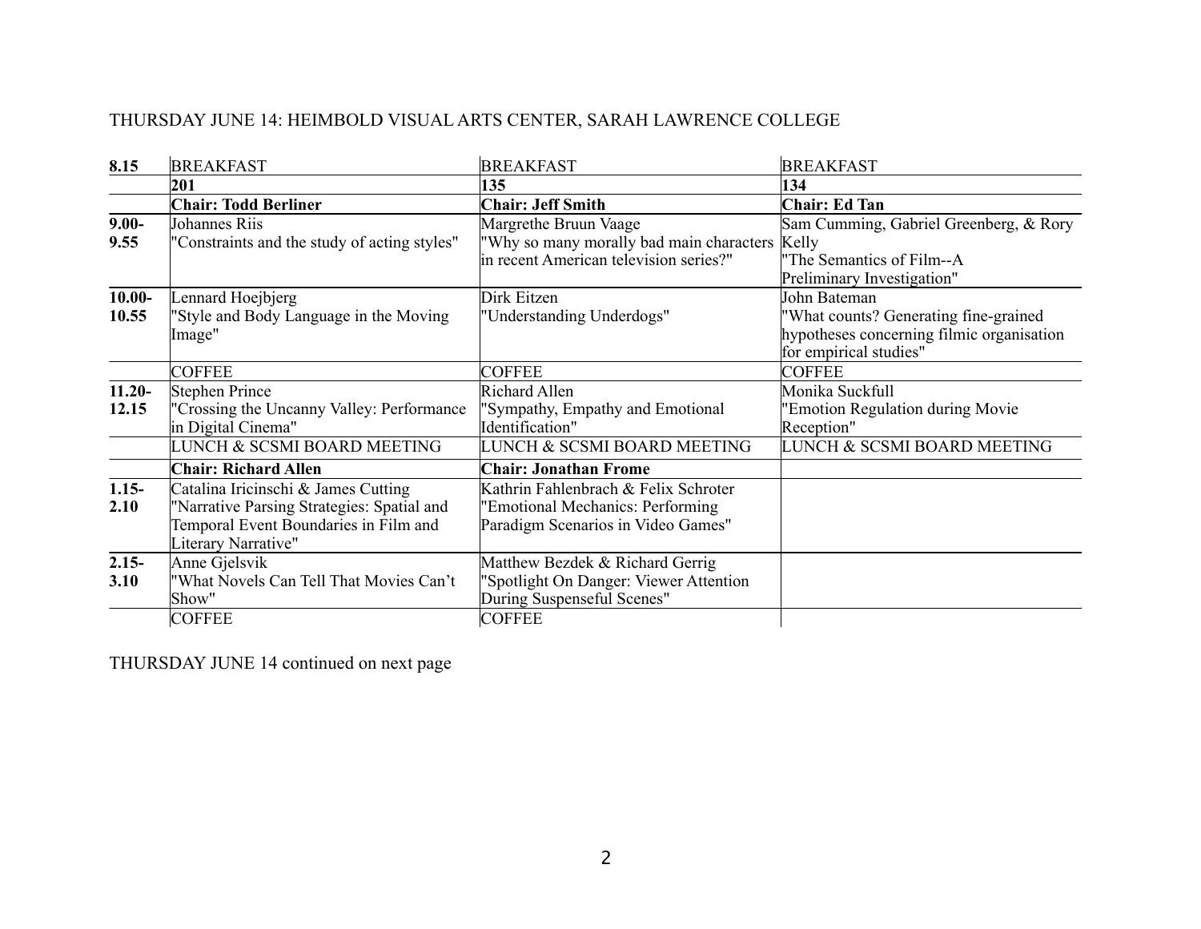THURSDAY JUNE 14: HEIMBOLD VISUAL ARTS CENTER, SARAH LAWRENCE COLLEGE

| **8.15** | BREAKFAST | BREAKFAST | BREAKFAST |
|---|---|---|---|
| | **201** | **135** | **134** |
| | **Chair: Todd Berliner** | **Chair: Jeff Smith** | **Chair: Ed Tan** |
| **9.00-9.55** | Johannes Riis "Constraints and the study of acting styles" | Margrethe Bruun Vaage "Why so many morally bad main characters in recent American television series?" | Sam Cumming, Gabriel Greenberg, & Rory Kelly "The Semantics of Film--A Preliminary Investigation" |
| **10.00-10.55** | Lennard Hoejbjerg "Style and Body Language in the Moving Image" | Dirk Eitzen "Understanding Underdogs" | John Bateman "What counts? Generating fine-grained hypotheses concerning filmic organisation for empirical studies" |
| | COFFEE | COFFEE | COFFEE |
| **11.20-12.15** | Stephen Prince "Crossing the Uncanny Valley: Performance in Digital Cinema" | Richard Allen "Sympathy, Empathy and Emotional Identification" | Monika Suckfull "Emotion Regulation during Movie Reception" |
| | LUNCH & SCSMI BOARD MEETING | LUNCH & SCSMI BOARD MEETING | LUNCH & SCSMI BOARD MEETING |
| | **Chair: Richard Allen** | **Chair: Jonathan Frome** | |
| **1.15-2.10** | Catalina Iricinschi & James Cutting "Narrative Parsing Strategies: Spatial and Temporal Event Boundaries in Film and Literary Narrative" | Kathrin Fahlenbrach & Felix Schroter "Emotional Mechanics: Performing Paradigm Scenarios in Video Games" | |
| **2.15-3.10** | Anne Gjelsvik "What Novels Can Tell That Movies Can't Show" | Matthew Bezdek & Richard Gerrig "Spotlight On Danger: Viewer Attention During Suspenseful Scenes" | |
| | COFFEE | COFFEE | |

THURSDAY JUNE 14 continued on next page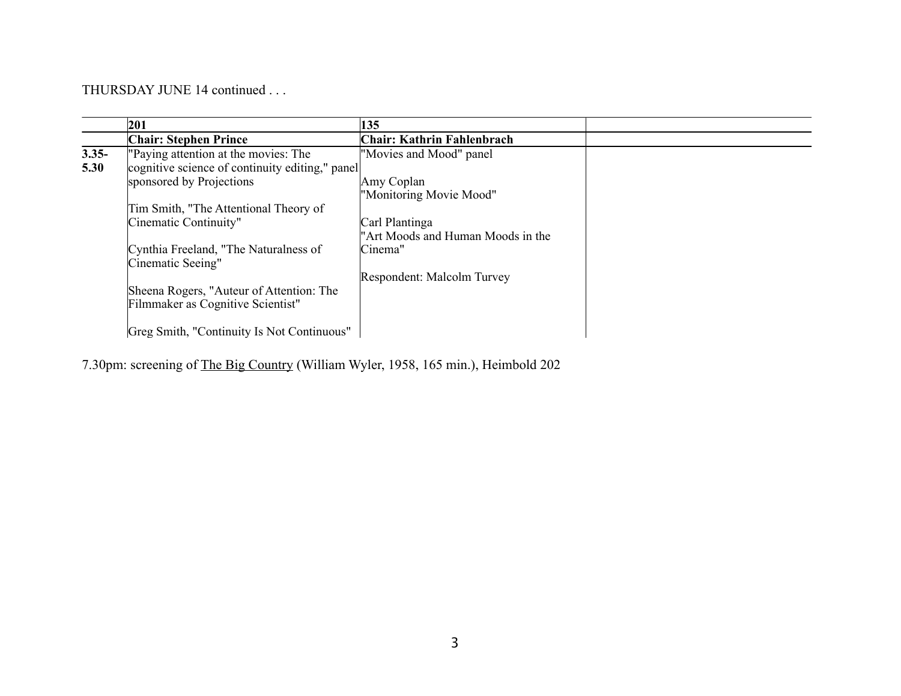THURSDAY JUNE 14 continued . . .

| | 201 | 135 | |
|---|---|---|---|
| | **Chair: Stephen Prince** | **Chair: Kathrin Fahlenbrach** | |
| **3.35-5.30** | "Paying attention at the movies: The cognitive science of continuity editing," panel sponsored by Projections<br><br>Tim Smith, "The Attentional Theory of Cinematic Continuity"<br><br>Cynthia Freeland, "The Naturalness of Cinematic Seeing"<br><br>Sheena Rogers, "Auteur of Attention: The Filmmaker as Cognitive Scientist"<br><br>Greg Smith, "Continuity Is Not Continuous" | "Movies and Mood" panel<br><br>Amy Coplan<br>"Monitoring Movie Mood"<br><br>Carl Plantinga<br>"Art Moods and Human Moods in the Cinema"<br><br>Respondent: Malcolm Turvey | |

7.30pm: screening of <u>The Big Country</u> (William Wyler, 1958, 165 min.), Heimbold 202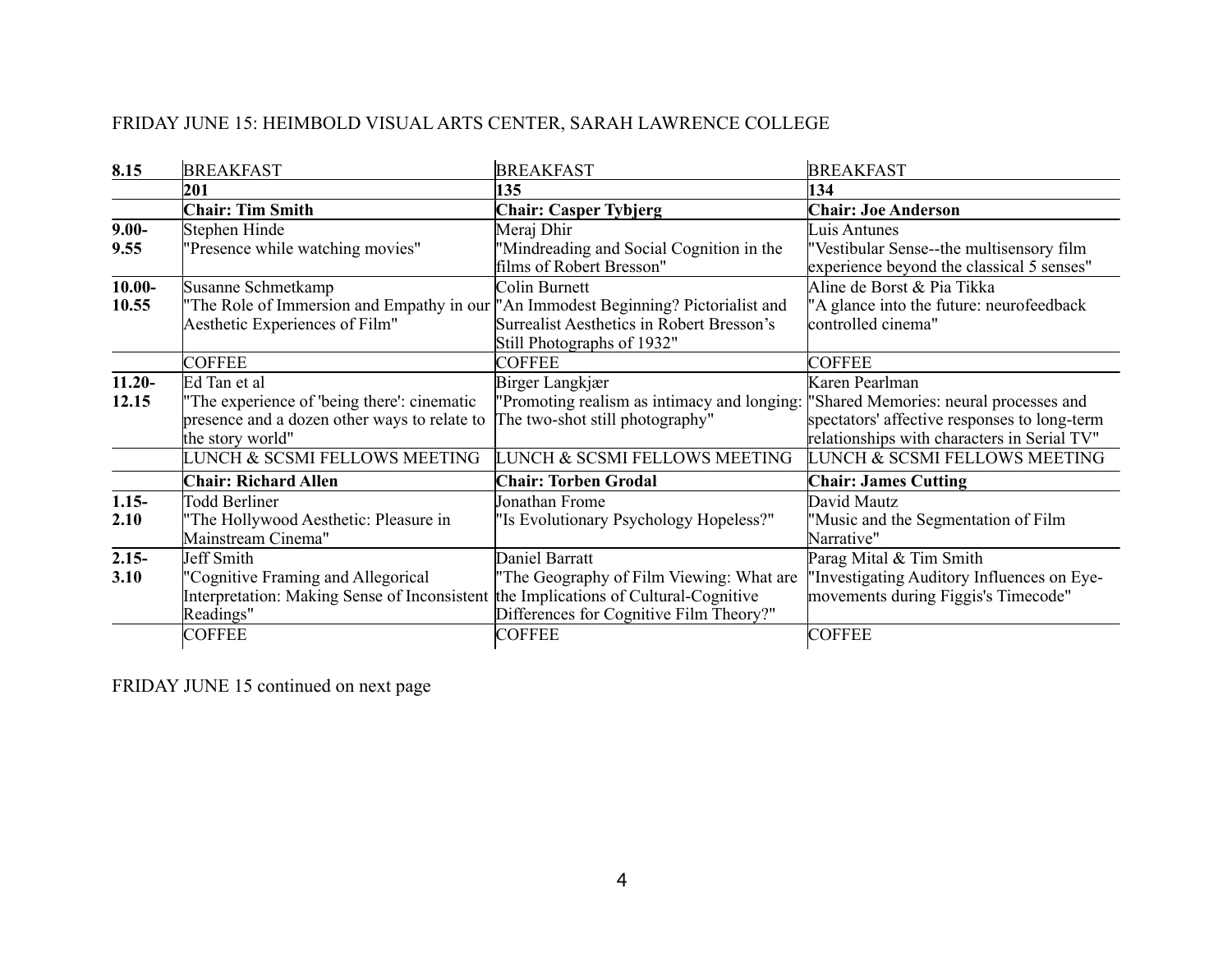FRIDAY JUNE 15: HEIMBOLD VISUAL ARTS CENTER, SARAH LAWRENCE COLLEGE

| | | | |
|---|---|---|---|
| **8.15** | BREAKFAST | BREAKFAST | BREAKFAST |
| | **201** | **135** | **134** |
| | **Chair: Tim Smith** | **Chair: Casper Tybjerg** | **Chair: Joe Anderson** |
| **9.00-9.55** | Stephen Hinde "Presence while watching movies" | Meraj Dhir "Mindreading and Social Cognition in the films of Robert Bresson" | Luis Antunes "Vestibular Sense--the multisensory film experience beyond the classical 5 senses" |
| **10.00-10.55** | Susanne Schmetkamp "The Role of Immersion and Empathy in our Aesthetic Experiences of Film" | Colin Burnett "An Immodest Beginning? Pictorialist and Surrealist Aesthetics in Robert Bresson's Still Photographs of 1932" | Aline de Borst & Pia Tikka "A glance into the future: neurofeedback controlled cinema" |
| | COFFEE | COFFEE | COFFEE |
| **11.20-12.15** | Ed Tan et al "The experience of 'being there': cinematic presence and a dozen other ways to relate to the story world" | Birger Langkjær "Promoting realism as intimacy and longing: The two-shot still photography" | Karen Pearlman "Shared Memories: neural processes and spectators' affective responses to long-term relationships with characters in Serial TV" |
| | LUNCH & SCSMI FELLOWS MEETING | LUNCH & SCSMI FELLOWS MEETING | LUNCH & SCSMI FELLOWS MEETING |
| | **Chair: Richard Allen** | **Chair: Torben Grodal** | **Chair: James Cutting** |
| **1.15-2.10** | Todd Berliner "The Hollywood Aesthetic: Pleasure in Mainstream Cinema" | Jonathan Frome "Is Evolutionary Psychology Hopeless?" | David Mautz "Music and the Segmentation of Film Narrative" |
| **2.15-3.10** | Jeff Smith "Cognitive Framing and Allegorical Interpretation: Making Sense of Inconsistent Readings" | Daniel Barratt "The Geography of Film Viewing: What are the Implications of Cultural-Cognitive Differences for Cognitive Film Theory?" | Parag Mital & Tim Smith "Investigating Auditory Influences on Eye-movements during Figgis's Timecode" |
| | COFFEE | COFFEE | COFFEE |

FRIDAY JUNE 15 continued on next page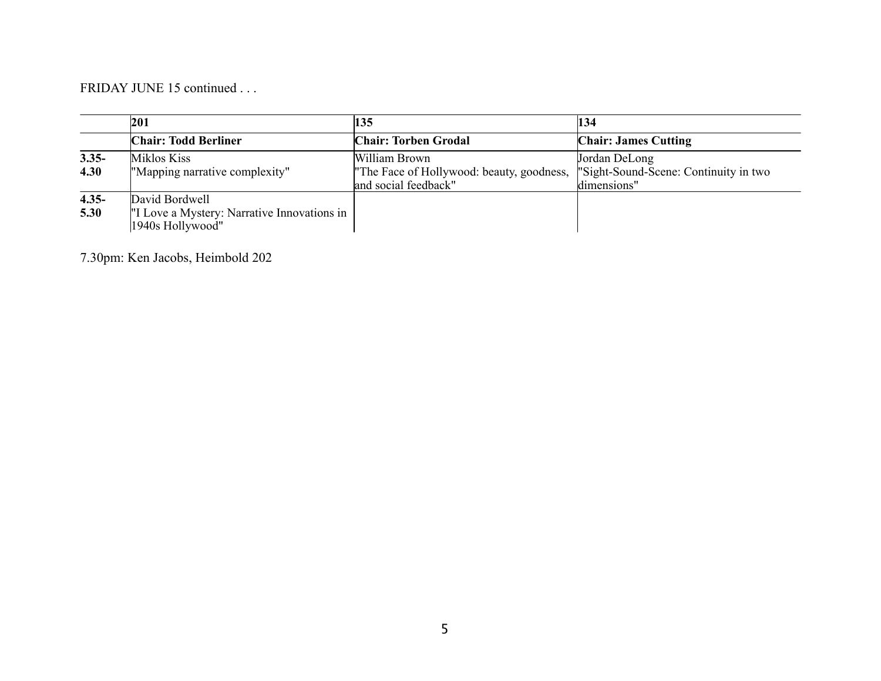FRIDAY JUNE 15 continued . . .

| | **201** | **135** | **134** |
|---|---|---|---|
| | **Chair: Todd Berliner** | **Chair: Torben Grodal** | **Chair: James Cutting** |
| **3.35-4.30** | Miklos Kiss<br>"Mapping narrative complexity" | William Brown<br>"The Face of Hollywood: beauty, goodness, and social feedback" | Jordan DeLong<br>"Sight-Sound-Scene: Continuity in two dimensions" |
| **4.35-5.30** | David Bordwell<br>"I Love a Mystery: Narrative Innovations in 1940s Hollywood" | | |

7.30pm: Ken Jacobs, Heimbold 202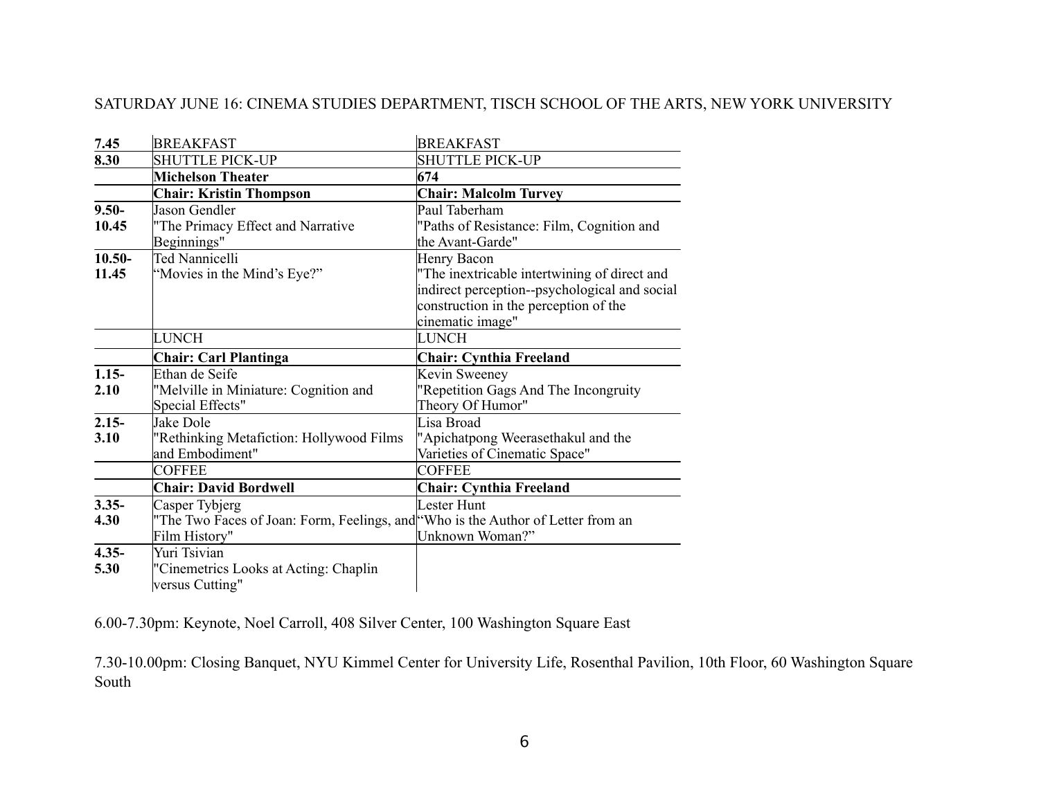SATURDAY JUNE 16: CINEMA STUDIES DEPARTMENT, TISCH SCHOOL OF THE ARTS, NEW YORK UNIVERSITY

| | | |
|---|---|---|
| **7.45** | BREAKFAST | BREAKFAST |
| **8.30** | SHUTTLE PICK-UP | SHUTTLE PICK-UP |
| | **Michelson Theater** | **674** |
| | **Chair: Kristin Thompson** | **Chair: Malcolm Turvey** |
| **9.50-10.45** | Jason Gendler "The Primacy Effect and Narrative Beginnings" | Paul Taberham "Paths of Resistance: Film, Cognition and the Avant-Garde" |
| **10.50-11.45** | Ted Nannicelli "Movies in the Mind's Eye?" | Henry Bacon "The inextricable intertwining of direct and indirect perception--psychological and social construction in the perception of the cinematic image" |
| | LUNCH | LUNCH |
| | **Chair: Carl Plantinga** | **Chair: Cynthia Freeland** |
| **1.15-2.10** | Ethan de Seife "Melville in Miniature: Cognition and Special Effects" | Kevin Sweeney "Repetition Gags And The Incongruity Theory Of Humor" |
| **2.15-3.10** | Jake Dole "Rethinking Metafiction: Hollywood Films and Embodiment" | Lisa Broad "Apichatpong Weerasethakul and the Varieties of Cinematic Space" |
| | COFFEE | COFFEE |
| | **Chair: David Bordwell** | **Chair: Cynthia Freeland** |
| **3.35-4.30** | Casper Tybjerg "The Two Faces of Joan: Form, Feelings, and Film History" | Lester Hunt "Who is the Author of Letter from an Unknown Woman?" |
| **4.35-5.30** | Yuri Tsivian "Cinemetrics Looks at Acting: Chaplin versus Cutting" | |

6.00-7.30pm: Keynote, Noel Carroll, 408 Silver Center, 100 Washington Square East

7.30-10.00pm: Closing Banquet, NYU Kimmel Center for University Life, Rosenthal Pavilion, 10th Floor, 60 Washington Square South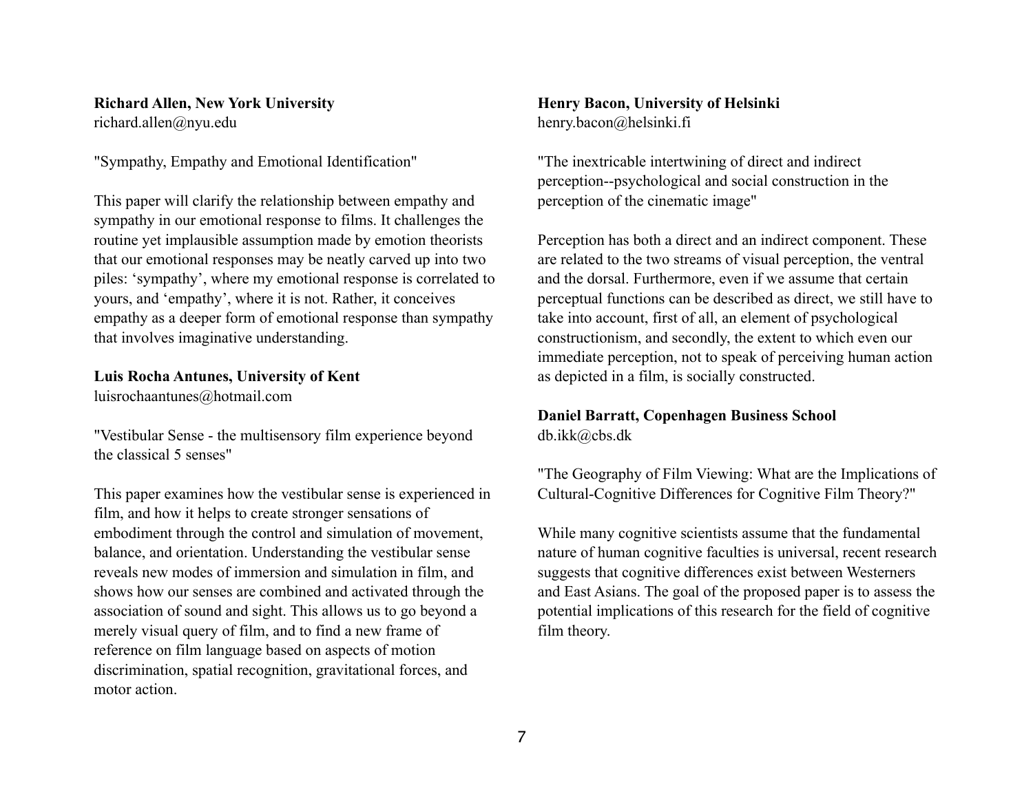**Richard Allen, New York University**
richard.allen@nyu.edu

"Sympathy, Empathy and Emotional Identification"

This paper will clarify the relationship between empathy and sympathy in our emotional response to films. It challenges the routine yet implausible assumption made by emotion theorists that our emotional responses may be neatly carved up into two piles: 'sympathy', where my emotional response is correlated to yours, and 'empathy', where it is not. Rather, it conceives empathy as a deeper form of emotional response than sympathy that involves imaginative understanding.

**Luis Rocha Antunes, University of Kent**
luisrochaantunes@hotmail.com

"Vestibular Sense - the multisensory film experience beyond the classical 5 senses"

This paper examines how the vestibular sense is experienced in film, and how it helps to create stronger sensations of embodiment through the control and simulation of movement, balance, and orientation. Understanding the vestibular sense reveals new modes of immersion and simulation in film, and shows how our senses are combined and activated through the association of sound and sight. This allows us to go beyond a merely visual query of film, and to find a new frame of reference on film language based on aspects of motion discrimination, spatial recognition, gravitational forces, and motor action.

**Henry Bacon, University of Helsinki**
henry.bacon@helsinki.fi

"The inextricable intertwining of direct and indirect perception--psychological and social construction in the perception of the cinematic image"

Perception has both a direct and an indirect component. These are related to the two streams of visual perception, the ventral and the dorsal. Furthermore, even if we assume that certain perceptual functions can be described as direct, we still have to take into account, first of all, an element of psychological constructionism, and secondly, the extent to which even our immediate perception, not to speak of perceiving human action as depicted in a film, is socially constructed.

**Daniel Barratt, Copenhagen Business School**
db.ikk@cbs.dk

"The Geography of Film Viewing: What are the Implications of Cultural-Cognitive Differences for Cognitive Film Theory?"

While many cognitive scientists assume that the fundamental nature of human cognitive faculties is universal, recent research suggests that cognitive differences exist between Westerners and East Asians. The goal of the proposed paper is to assess the potential implications of this research for the field of cognitive film theory.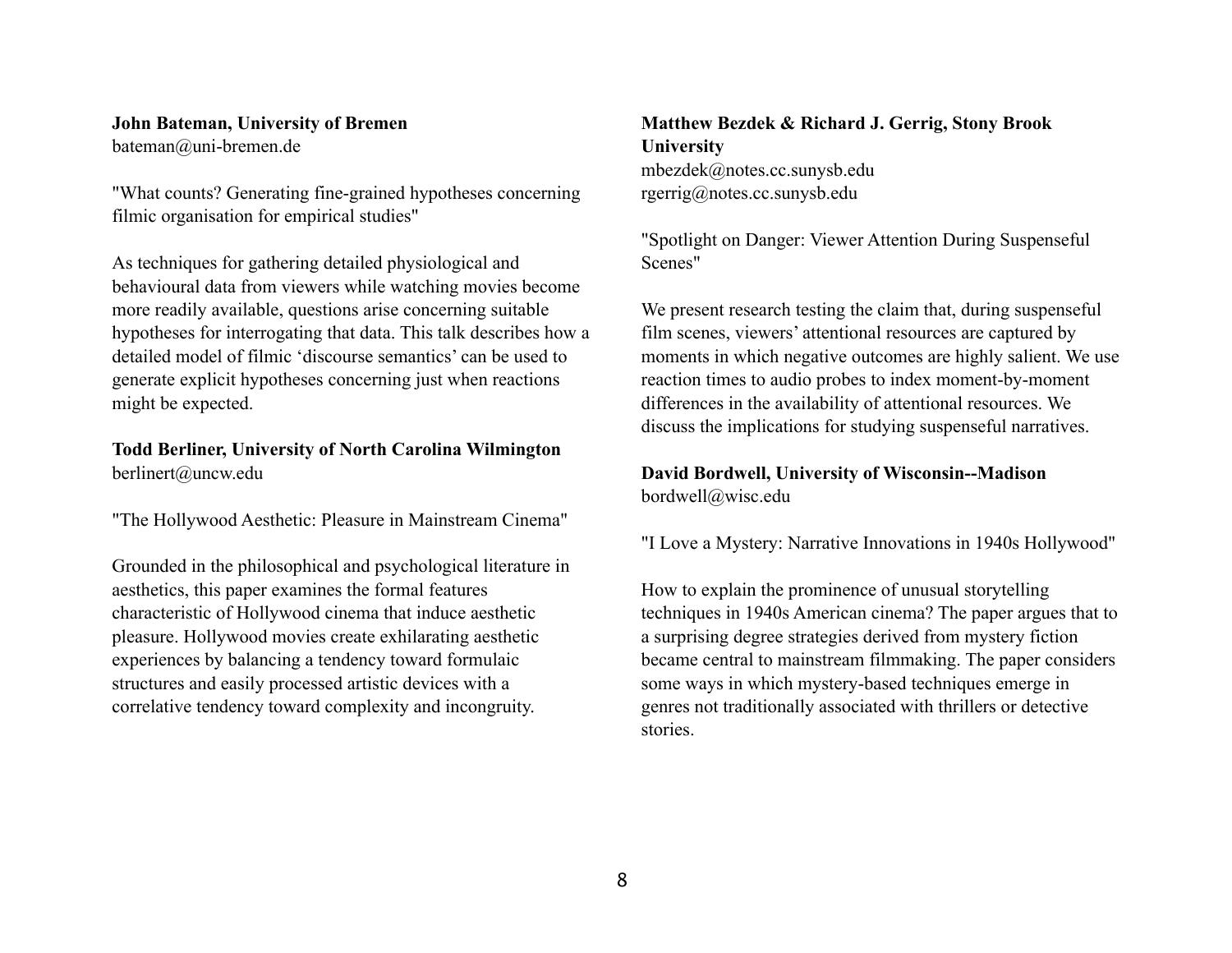**John Bateman, University of Bremen**
bateman@uni-bremen.de

"What counts? Generating fine-grained hypotheses concerning filmic organisation for empirical studies"

As techniques for gathering detailed physiological and behavioural data from viewers while watching movies become more readily available, questions arise concerning suitable hypotheses for interrogating that data. This talk describes how a detailed model of filmic 'discourse semantics' can be used to generate explicit hypotheses concerning just when reactions might be expected.

**Todd Berliner, University of North Carolina Wilmington**
berlinert@uncw.edu

"The Hollywood Aesthetic: Pleasure in Mainstream Cinema"

Grounded in the philosophical and psychological literature in aesthetics, this paper examines the formal features characteristic of Hollywood cinema that induce aesthetic pleasure. Hollywood movies create exhilarating aesthetic experiences by balancing a tendency toward formulaic structures and easily processed artistic devices with a correlative tendency toward complexity and incongruity.

**Matthew Bezdek & Richard J. Gerrig, Stony Brook University**
mbezdek@notes.cc.sunysb.edu
rgerrig@notes.cc.sunysb.edu

"Spotlight on Danger: Viewer Attention During Suspenseful Scenes"

We present research testing the claim that, during suspenseful film scenes, viewers' attentional resources are captured by moments in which negative outcomes are highly salient. We use reaction times to audio probes to index moment-by-moment differences in the availability of attentional resources. We discuss the implications for studying suspenseful narratives.

**David Bordwell, University of Wisconsin--Madison**
bordwell@wisc.edu

"I Love a Mystery: Narrative Innovations in 1940s Hollywood"

How to explain the prominence of unusual storytelling techniques in 1940s American cinema? The paper argues that to a surprising degree strategies derived from mystery fiction became central to mainstream filmmaking. The paper considers some ways in which mystery-based techniques emerge in genres not traditionally associated with thrillers or detective stories.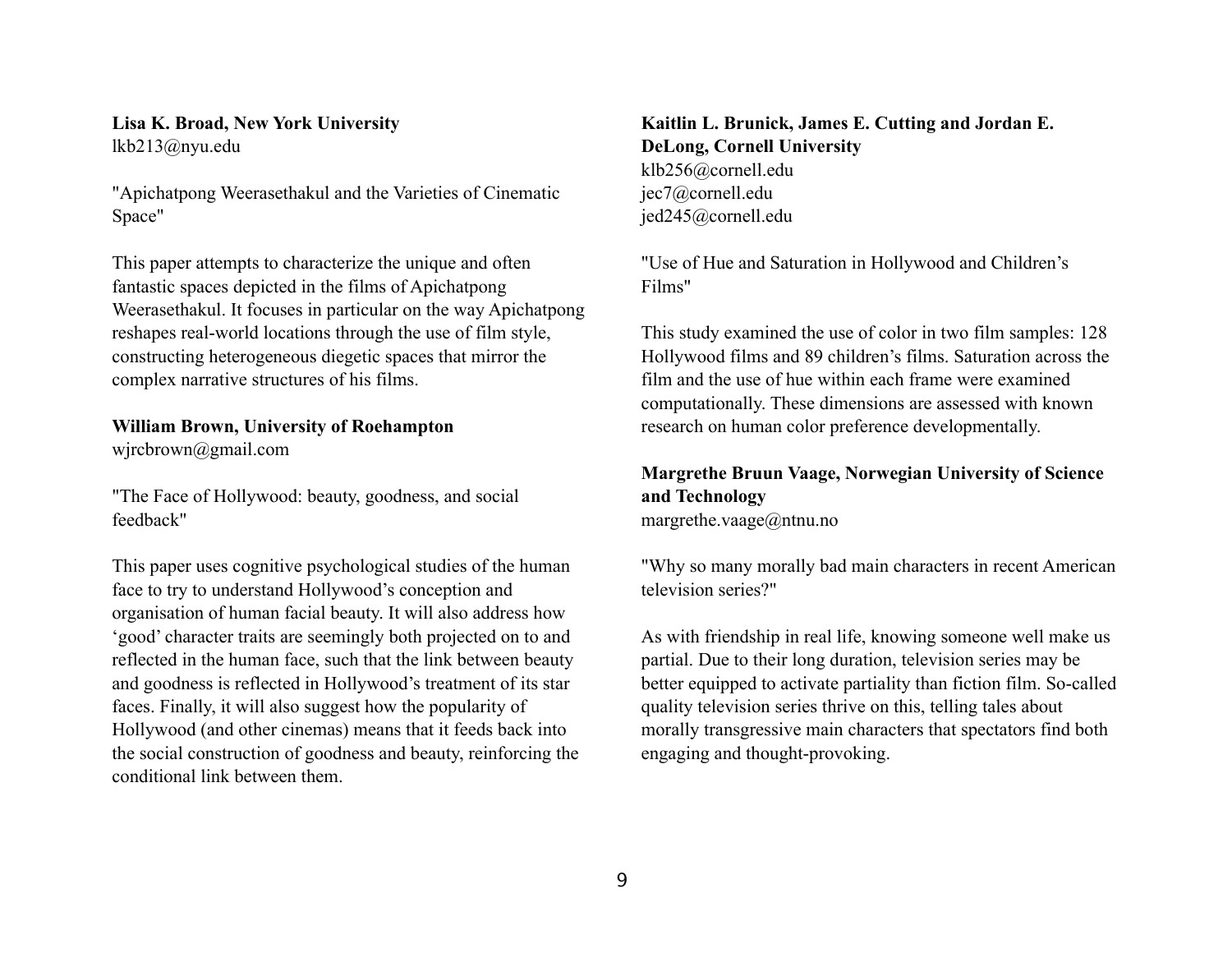**Lisa K. Broad, New York University**
lkb213@nyu.edu

"Apichatpong Weerasethakul and the Varieties of Cinematic Space"

This paper attempts to characterize the unique and often fantastic spaces depicted in the films of Apichatpong Weerasethakul. It focuses in particular on the way Apichatpong reshapes real-world locations through the use of film style, constructing heterogeneous diegetic spaces that mirror the complex narrative structures of his films.

**William Brown, University of Roehampton**
wjrcbrown@gmail.com

"The Face of Hollywood: beauty, goodness, and social feedback"

This paper uses cognitive psychological studies of the human face to try to understand Hollywood's conception and organisation of human facial beauty. It will also address how 'good' character traits are seemingly both projected on to and reflected in the human face, such that the link between beauty and goodness is reflected in Hollywood's treatment of its star faces. Finally, it will also suggest how the popularity of Hollywood (and other cinemas) means that it feeds back into the social construction of goodness and beauty, reinforcing the conditional link between them.

**Kaitlin L. Brunick, James E. Cutting and Jordan E. DeLong, Cornell University**
klb256@cornell.edu
jec7@cornell.edu
jed245@cornell.edu

"Use of Hue and Saturation in Hollywood and Children's Films"

This study examined the use of color in two film samples: 128 Hollywood films and 89 children's films. Saturation across the film and the use of hue within each frame were examined computationally. These dimensions are assessed with known research on human color preference developmentally.

**Margrethe Bruun Vaage, Norwegian University of Science and Technology**
margrethe.vaage@ntnu.no

"Why so many morally bad main characters in recent American television series?"

As with friendship in real life, knowing someone well make us partial. Due to their long duration, television series may be better equipped to activate partiality than fiction film. So-called quality television series thrive on this, telling tales about morally transgressive main characters that spectators find both engaging and thought-provoking.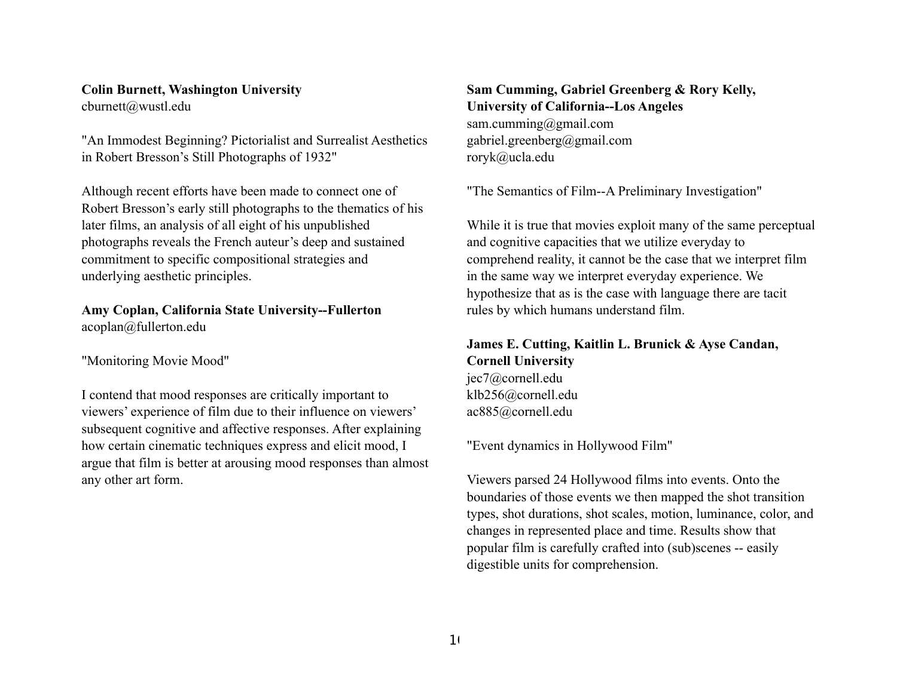**Colin Burnett, Washington University**
cburnett@wustl.edu

"An Immodest Beginning? Pictorialist and Surrealist Aesthetics in Robert Bresson's Still Photographs of 1932"

Although recent efforts have been made to connect one of Robert Bresson's early still photographs to the thematics of his later films, an analysis of all eight of his unpublished photographs reveals the French auteur's deep and sustained commitment to specific compositional strategies and underlying aesthetic principles.

**Amy Coplan, California State University--Fullerton**
acoplan@fullerton.edu

"Monitoring Movie Mood"

I contend that mood responses are critically important to viewers' experience of film due to their influence on viewers' subsequent cognitive and affective responses. After explaining how certain cinematic techniques express and elicit mood, I argue that film is better at arousing mood responses than almost any other art form.

**Sam Cumming, Gabriel Greenberg & Rory Kelly, University of California--Los Angeles**
sam.cumming@gmail.com
gabriel.greenberg@gmail.com
roryk@ucla.edu

"The Semantics of Film--A Preliminary Investigation"

While it is true that movies exploit many of the same perceptual and cognitive capacities that we utilize everyday to comprehend reality, it cannot be the case that we interpret film in the same way we interpret everyday experience. We hypothesize that as is the case with language there are tacit rules by which humans understand film.

**James E. Cutting, Kaitlin L. Brunick & Ayse Candan, Cornell University**
jec7@cornell.edu
klb256@cornell.edu
ac885@cornell.edu

"Event dynamics in Hollywood Film"

Viewers parsed 24 Hollywood films into events. Onto the boundaries of those events we then mapped the shot transition types, shot durations, shot scales, motion, luminance, color, and changes in represented place and time. Results show that popular film is carefully crafted into (sub)scenes -- easily digestible units for comprehension.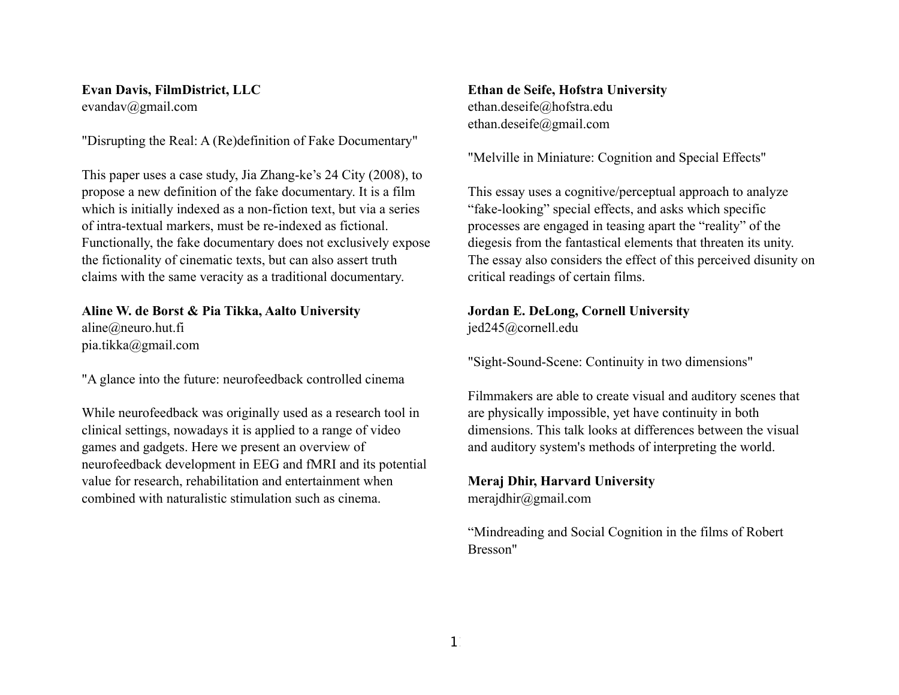**Evan Davis, FilmDistrict, LLC**
evandav@gmail.com

"Disrupting the Real: A (Re)definition of Fake Documentary"

This paper uses a case study, Jia Zhang-ke's 24 City (2008), to propose a new definition of the fake documentary. It is a film which is initially indexed as a non-fiction text, but via a series of intra-textual markers, must be re-indexed as fictional. Functionally, the fake documentary does not exclusively expose the fictionality of cinematic texts, but can also assert truth claims with the same veracity as a traditional documentary.

**Aline W. de Borst & Pia Tikka, Aalto University**
aline@neuro.hut.fi
pia.tikka@gmail.com

"A glance into the future: neurofeedback controlled cinema

While neurofeedback was originally used as a research tool in clinical settings, nowadays it is applied to a range of video games and gadgets. Here we present an overview of neurofeedback development in EEG and fMRI and its potential value for research, rehabilitation and entertainment when combined with naturalistic stimulation such as cinema.

**Ethan de Seife, Hofstra University**
ethan.deseife@hofstra.edu
ethan.deseife@gmail.com

"Melville in Miniature: Cognition and Special Effects"

This essay uses a cognitive/perceptual approach to analyze "fake-looking" special effects, and asks which specific processes are engaged in teasing apart the "reality" of the diegesis from the fantastical elements that threaten its unity. The essay also considers the effect of this perceived disunity on critical readings of certain films.

**Jordan E. DeLong, Cornell University**
jed245@cornell.edu

"Sight-Sound-Scene: Continuity in two dimensions"

Filmmakers are able to create visual and auditory scenes that are physically impossible, yet have continuity in both dimensions. This talk looks at differences between the visual and auditory system's methods of interpreting the world.

**Meraj Dhir, Harvard University**
merajdhir@gmail.com

"Mindreading and Social Cognition in the films of Robert Bresson"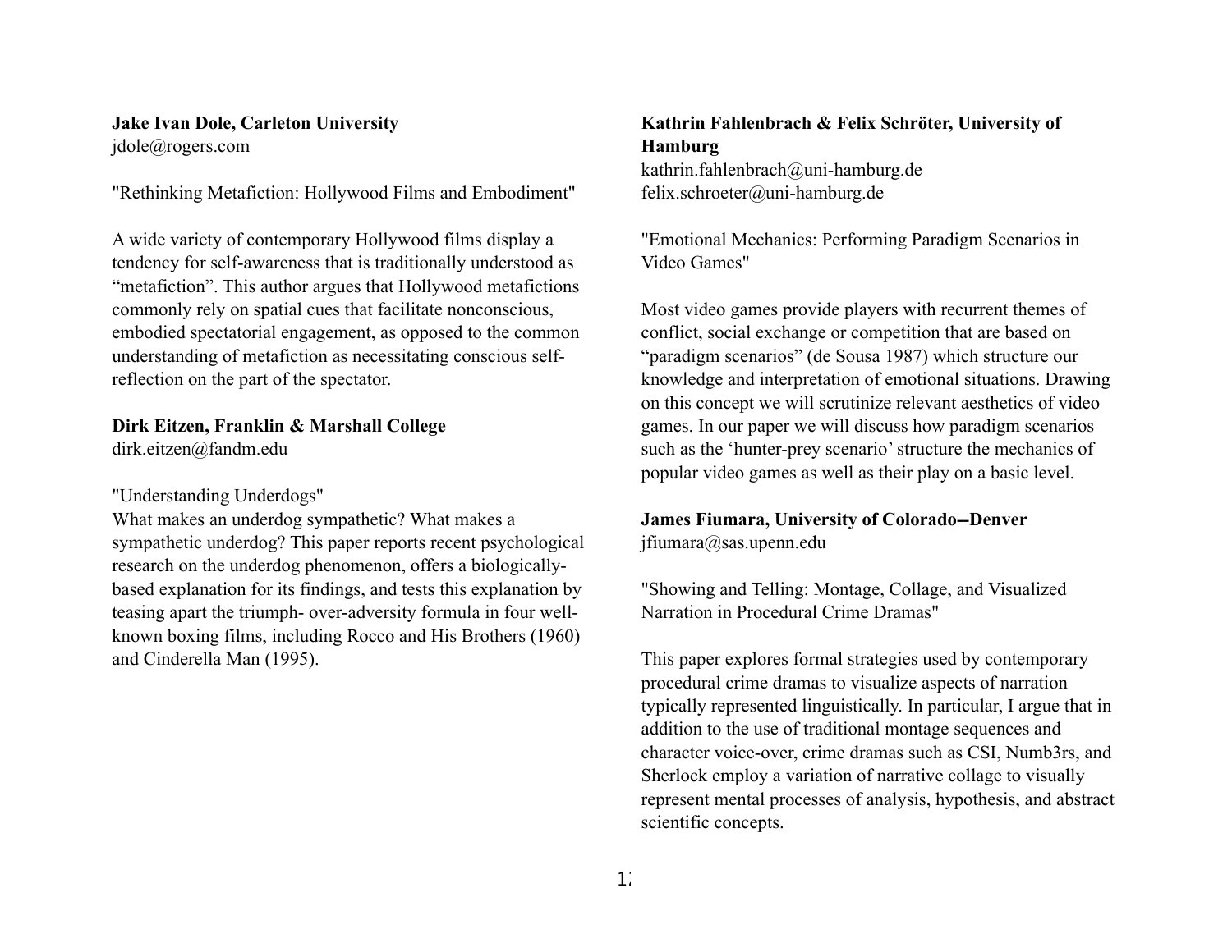**Jake Ivan Dole, Carleton University**
jdole@rogers.com

"Rethinking Metafiction: Hollywood Films and Embodiment"

A wide variety of contemporary Hollywood films display a tendency for self-awareness that is traditionally understood as “metafiction”. This author argues that Hollywood metafictions commonly rely on spatial cues that facilitate nonconscious, embodied spectatorial engagement, as opposed to the common understanding of metafiction as necessitating conscious self-reflection on the part of the spectator.

**Dirk Eitzen, Franklin & Marshall College**
dirk.eitzen@fandm.edu

"Understanding Underdogs"
What makes an underdog sympathetic? What makes a sympathetic underdog? This paper reports recent psychological research on the underdog phenomenon, offers a biologically-based explanation for its findings, and tests this explanation by teasing apart the triumph- over-adversity formula in four well-known boxing films, including Rocco and His Brothers (1960) and Cinderella Man (1995).

**Kathrin Fahlenbrach & Felix Schröter, University of Hamburg**
kathrin.fahlenbrach@uni-hamburg.de
felix.schroeter@uni-hamburg.de

"Emotional Mechanics: Performing Paradigm Scenarios in Video Games"

Most video games provide players with recurrent themes of conflict, social exchange or competition that are based on “paradigm scenarios” (de Sousa 1987) which structure our knowledge and interpretation of emotional situations. Drawing on this concept we will scrutinize relevant aesthetics of video games. In our paper we will discuss how paradigm scenarios such as the ‘hunter-prey scenario’ structure the mechanics of popular video games as well as their play on a basic level.

**James Fiumara, University of Colorado--Denver**
jfiumara@sas.upenn.edu

"Showing and Telling: Montage, Collage, and Visualized Narration in Procedural Crime Dramas"

This paper explores formal strategies used by contemporary procedural crime dramas to visualize aspects of narration typically represented linguistically. In particular, I argue that in addition to the use of traditional montage sequences and character voice-over, crime dramas such as CSI, Numb3rs, and Sherlock employ a variation of narrative collage to visually represent mental processes of analysis, hypothesis, and abstract scientific concepts.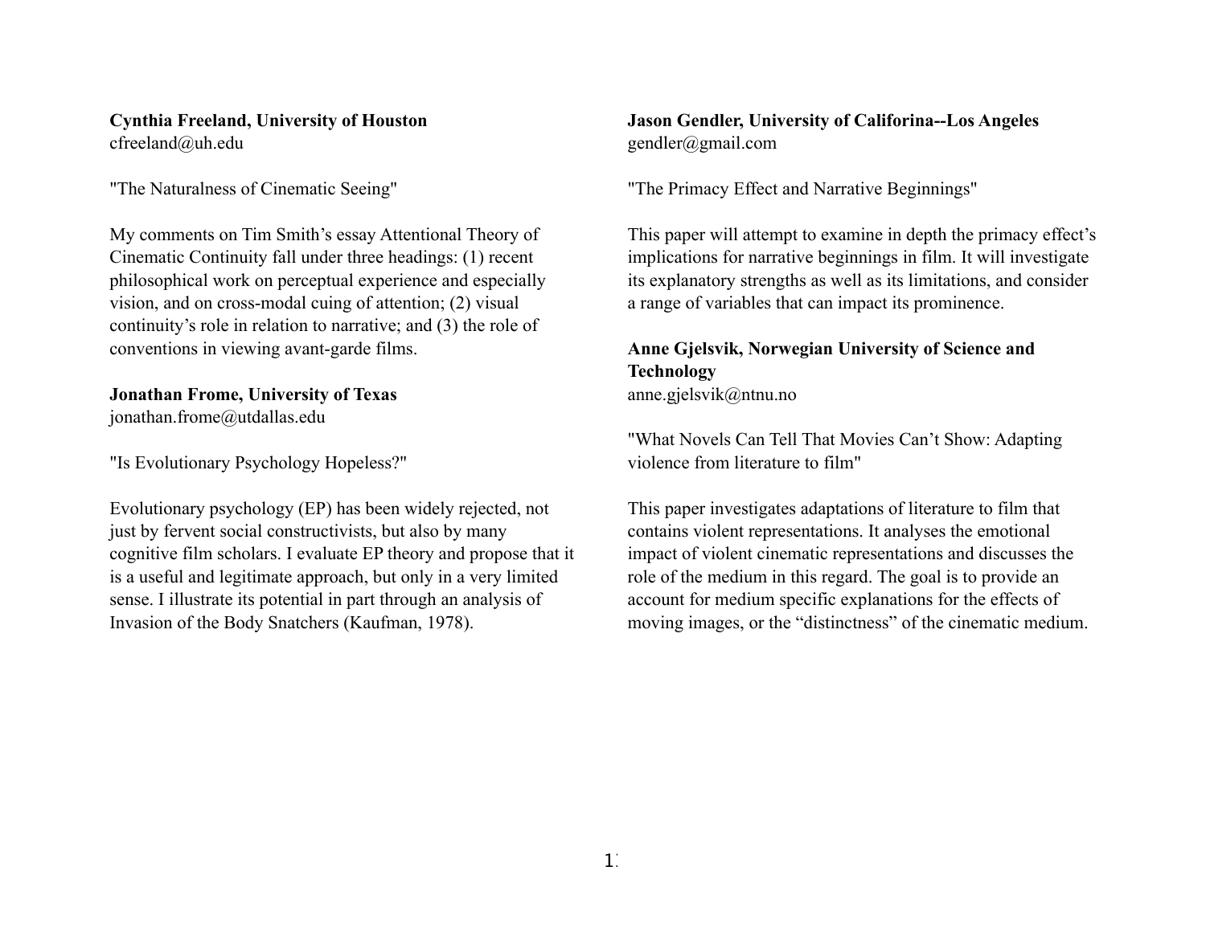**Cynthia Freeland, University of Houston**
cfreeland@uh.edu

"The Naturalness of Cinematic Seeing"

My comments on Tim Smith's essay Attentional Theory of Cinematic Continuity fall under three headings: (1) recent philosophical work on perceptual experience and especially vision, and on cross-modal cuing of attention; (2) visual continuity's role in relation to narrative; and (3) the role of conventions in viewing avant-garde films.

**Jonathan Frome, University of Texas**
jonathan.frome@utdallas.edu

"Is Evolutionary Psychology Hopeless?"

Evolutionary psychology (EP) has been widely rejected, not just by fervent social constructivists, but also by many cognitive film scholars. I evaluate EP theory and propose that it is a useful and legitimate approach, but only in a very limited sense. I illustrate its potential in part through an analysis of Invasion of the Body Snatchers (Kaufman, 1978).

**Jason Gendler, University of Califorina--Los Angeles**
gendler@gmail.com

"The Primacy Effect and Narrative Beginnings"

This paper will attempt to examine in depth the primacy effect's implications for narrative beginnings in film. It will investigate its explanatory strengths as well as its limitations, and consider a range of variables that can impact its prominence.

**Anne Gjelsvik, Norwegian University of Science and Technology**
anne.gjelsvik@ntnu.no

"What Novels Can Tell That Movies Can't Show: Adapting violence from literature to film"

This paper investigates adaptations of literature to film that contains violent representations. It analyses the emotional impact of violent cinematic representations and discusses the role of the medium in this regard. The goal is to provide an account for medium specific explanations for the effects of moving images, or the "distinctness" of the cinematic medium.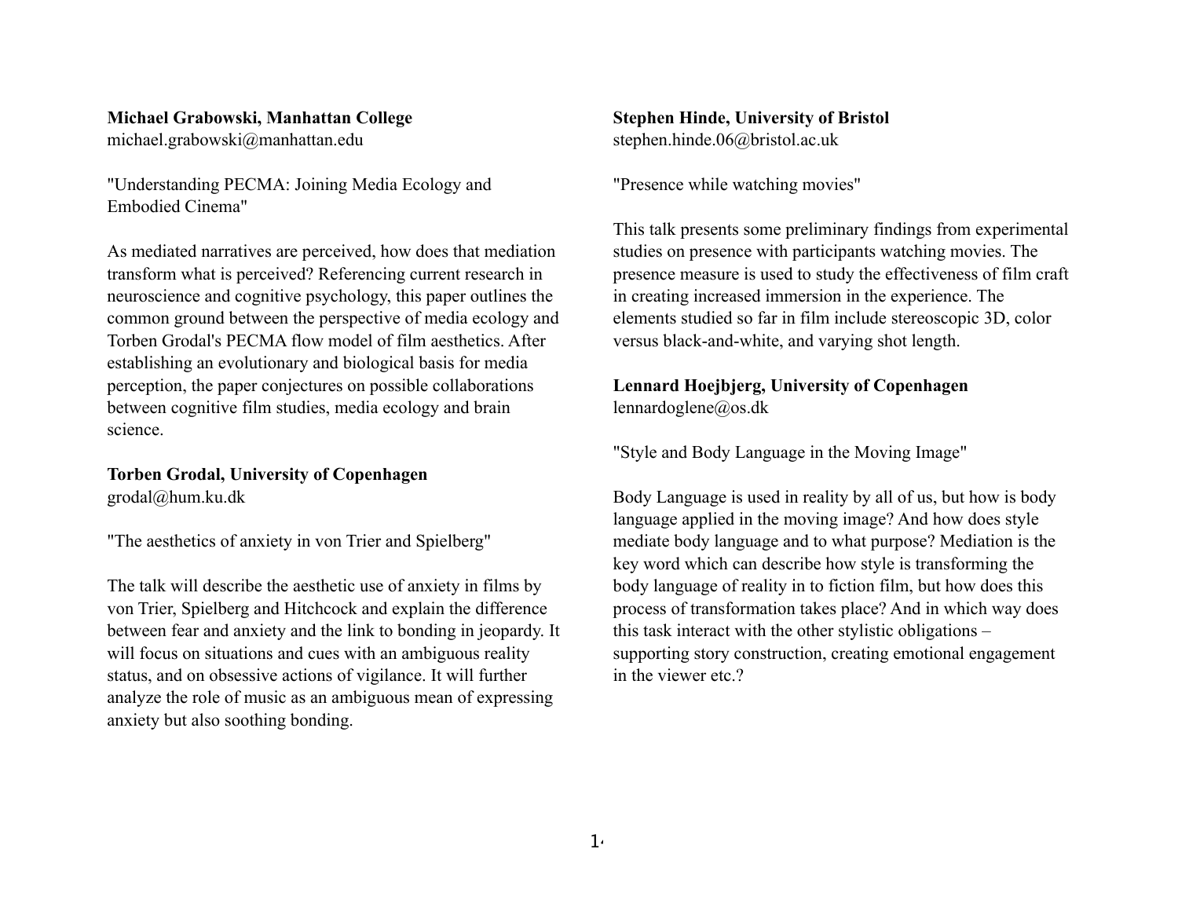**Michael Grabowski, Manhattan College**
michael.grabowski@manhattan.edu

"Understanding PECMA: Joining Media Ecology and Embodied Cinema"

As mediated narratives are perceived, how does that mediation transform what is perceived? Referencing current research in neuroscience and cognitive psychology, this paper outlines the common ground between the perspective of media ecology and Torben Grodal's PECMA flow model of film aesthetics. After establishing an evolutionary and biological basis for media perception, the paper conjectures on possible collaborations between cognitive film studies, media ecology and brain science.

**Torben Grodal, University of Copenhagen**
grodal@hum.ku.dk

"The aesthetics of anxiety in von Trier and Spielberg"

The talk will describe the aesthetic use of anxiety in films by von Trier, Spielberg and Hitchcock and explain the difference between fear and anxiety and the link to bonding in jeopardy. It will focus on situations and cues with an ambiguous reality status, and on obsessive actions of vigilance. It will further analyze the role of music as an ambiguous mean of expressing anxiety but also soothing bonding.

**Stephen Hinde, University of Bristol**
stephen.hinde.06@bristol.ac.uk

"Presence while watching movies"

This talk presents some preliminary findings from experimental studies on presence with participants watching movies. The presence measure is used to study the effectiveness of film craft in creating increased immersion in the experience. The elements studied so far in film include stereoscopic 3D, color versus black-and-white, and varying shot length.

**Lennard Hoejbjerg, University of Copenhagen**
lennardoglene@os.dk

"Style and Body Language in the Moving Image"

Body Language is used in reality by all of us, but how is body language applied in the moving image? And how does style mediate body language and to what purpose? Mediation is the key word which can describe how style is transforming the body language of reality in to fiction film, but how does this process of transformation takes place? And in which way does this task interact with the other stylistic obligations – supporting story construction, creating emotional engagement in the viewer etc.?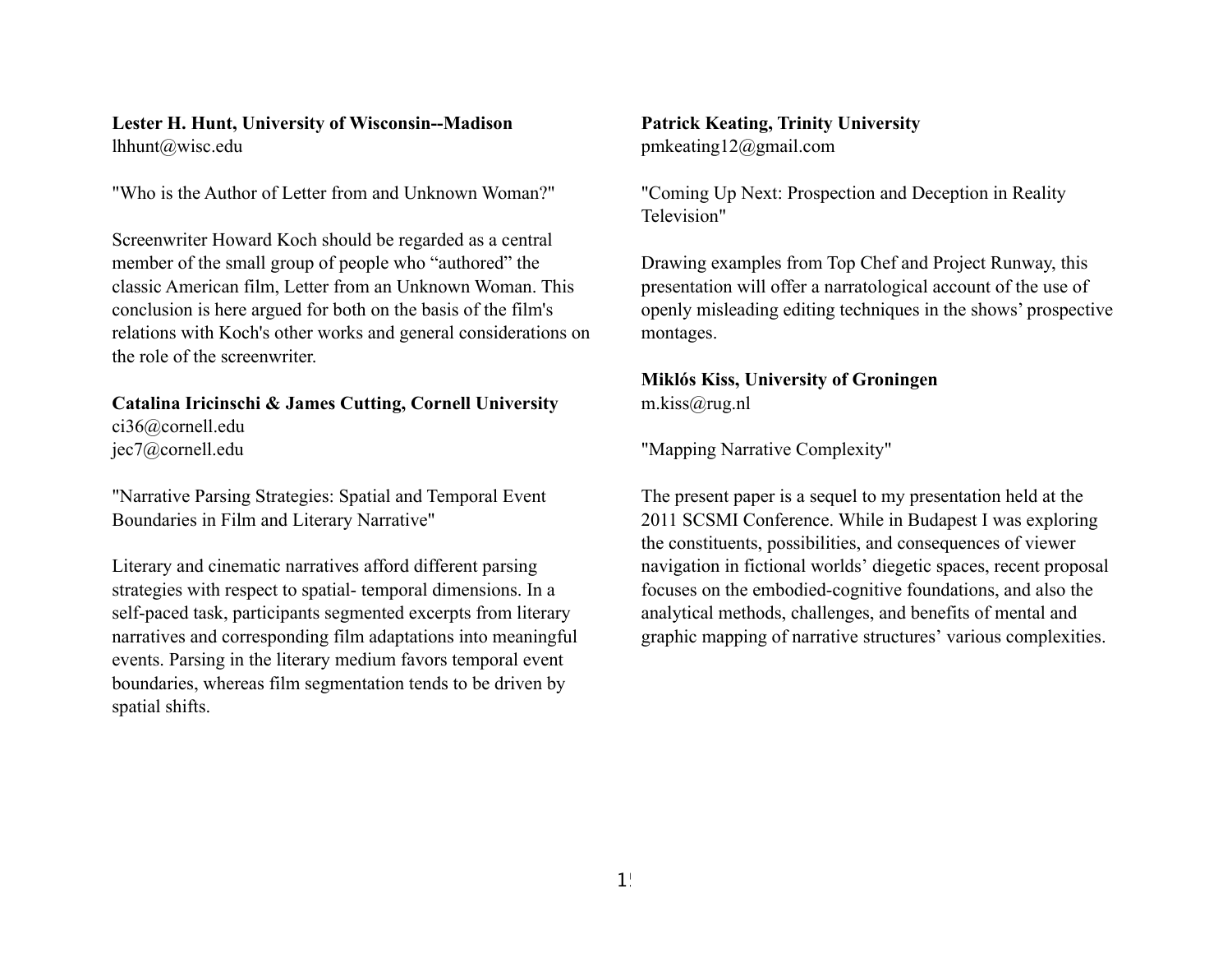**Lester H. Hunt, University of Wisconsin--Madison**
lhhunt@wisc.edu

"Who is the Author of Letter from and Unknown Woman?"

Screenwriter Howard Koch should be regarded as a central member of the small group of people who "authored" the classic American film, Letter from an Unknown Woman. This conclusion is here argued for both on the basis of the film's relations with Koch's other works and general considerations on the role of the screenwriter.

**Catalina Iricinschi & James Cutting, Cornell University**
ci36@cornell.edu
jec7@cornell.edu

"Narrative Parsing Strategies: Spatial and Temporal Event Boundaries in Film and Literary Narrative"

Literary and cinematic narratives afford different parsing strategies with respect to spatial- temporal dimensions. In a self-paced task, participants segmented excerpts from literary narratives and corresponding film adaptations into meaningful events. Parsing in the literary medium favors temporal event boundaries, whereas film segmentation tends to be driven by spatial shifts.

**Patrick Keating, Trinity University**
pmkeating12@gmail.com

"Coming Up Next: Prospection and Deception in Reality Television"

Drawing examples from Top Chef and Project Runway, this presentation will offer a narratological account of the use of openly misleading editing techniques in the shows' prospective montages.

**Miklós Kiss, University of Groningen**
m.kiss@rug.nl

"Mapping Narrative Complexity"

The present paper is a sequel to my presentation held at the 2011 SCSMI Conference. While in Budapest I was exploring the constituents, possibilities, and consequences of viewer navigation in fictional worlds' diegetic spaces, recent proposal focuses on the embodied-cognitive foundations, and also the analytical methods, challenges, and benefits of mental and graphic mapping of narrative structures' various complexities.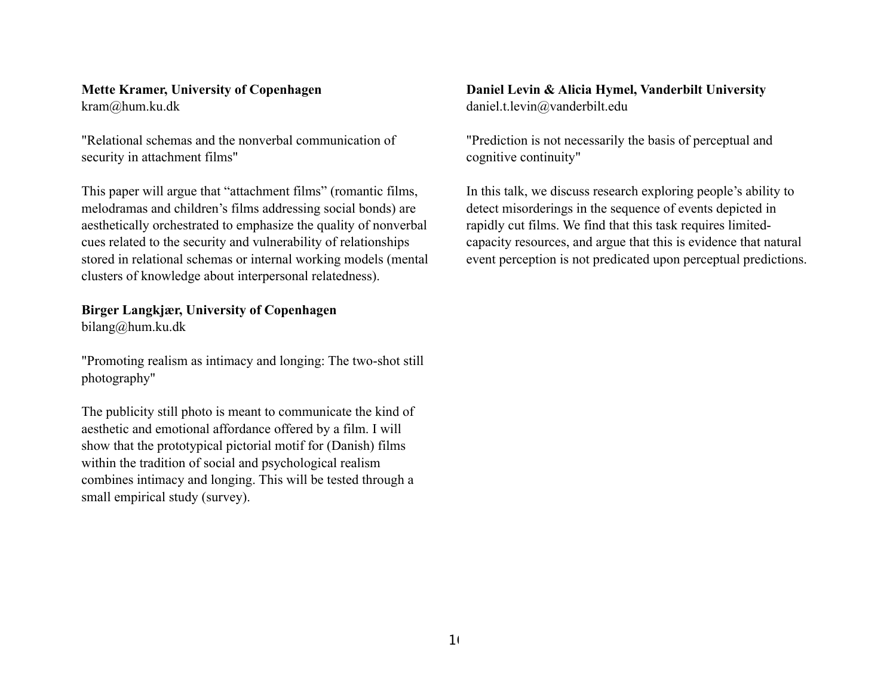**Mette Kramer, University of Copenhagen**
kram@hum.ku.dk

"Relational schemas and the nonverbal communication of security in attachment films"

This paper will argue that “attachment films” (romantic films, melodramas and children’s films addressing social bonds) are aesthetically orchestrated to emphasize the quality of nonverbal cues related to the security and vulnerability of relationships stored in relational schemas or internal working models (mental clusters of knowledge about interpersonal relatedness).

**Birger Langkjær, University of Copenhagen**
bilang@hum.ku.dk

"Promoting realism as intimacy and longing: The two-shot still photography"

The publicity still photo is meant to communicate the kind of aesthetic and emotional affordance offered by a film. I will show that the prototypical pictorial motif for (Danish) films within the tradition of social and psychological realism combines intimacy and longing. This will be tested through a small empirical study (survey).

**Daniel Levin & Alicia Hymel, Vanderbilt University**
daniel.t.levin@vanderbilt.edu

"Prediction is not necessarily the basis of perceptual and cognitive continuity"

In this talk, we discuss research exploring people’s ability to detect misorderings in the sequence of events depicted in rapidly cut films. We find that this task requires limited-capacity resources, and argue that this is evidence that natural event perception is not predicated upon perceptual predictions.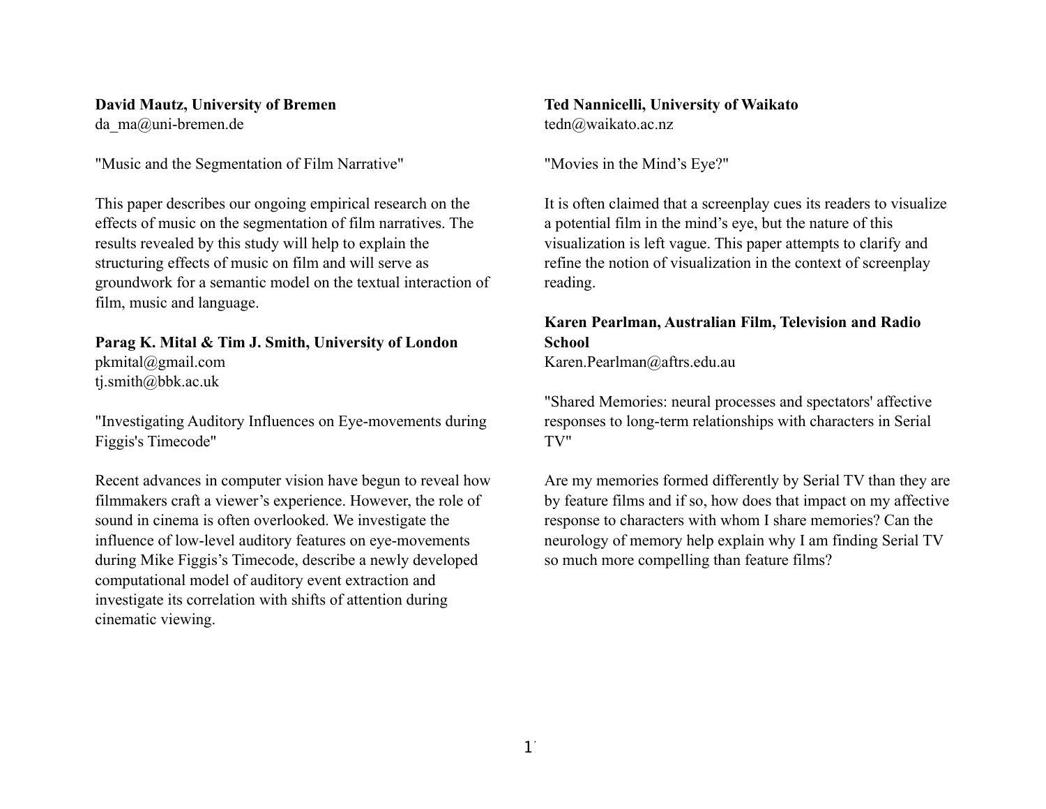**David Mautz, University of Bremen**
da_ma@uni-bremen.de

"Music and the Segmentation of Film Narrative"

This paper describes our ongoing empirical research on the effects of music on the segmentation of film narratives. The results revealed by this study will help to explain the structuring effects of music on film and will serve as groundwork for a semantic model on the textual interaction of film, music and language.

**Parag K. Mital & Tim J. Smith, University of London**
pkmital@gmail.com
tj.smith@bbk.ac.uk

"Investigating Auditory Influences on Eye-movements during Figgis's Timecode"

Recent advances in computer vision have begun to reveal how filmmakers craft a viewer's experience. However, the role of sound in cinema is often overlooked. We investigate the influence of low-level auditory features on eye-movements during Mike Figgis's Timecode, describe a newly developed computational model of auditory event extraction and investigate its correlation with shifts of attention during cinematic viewing.

**Ted Nannicelli, University of Waikato**
tedn@waikato.ac.nz

"Movies in the Mind's Eye?"

It is often claimed that a screenplay cues its readers to visualize a potential film in the mind's eye, but the nature of this visualization is left vague. This paper attempts to clarify and refine the notion of visualization in the context of screenplay reading.

**Karen Pearlman, Australian Film, Television and Radio School**
Karen.Pearlman@aftrs.edu.au

"Shared Memories: neural processes and spectators' affective responses to long-term relationships with characters in Serial TV"

Are my memories formed differently by Serial TV than they are by feature films and if so, how does that impact on my affective response to characters with whom I share memories? Can the neurology of memory help explain why I am finding Serial TV so much more compelling than feature films?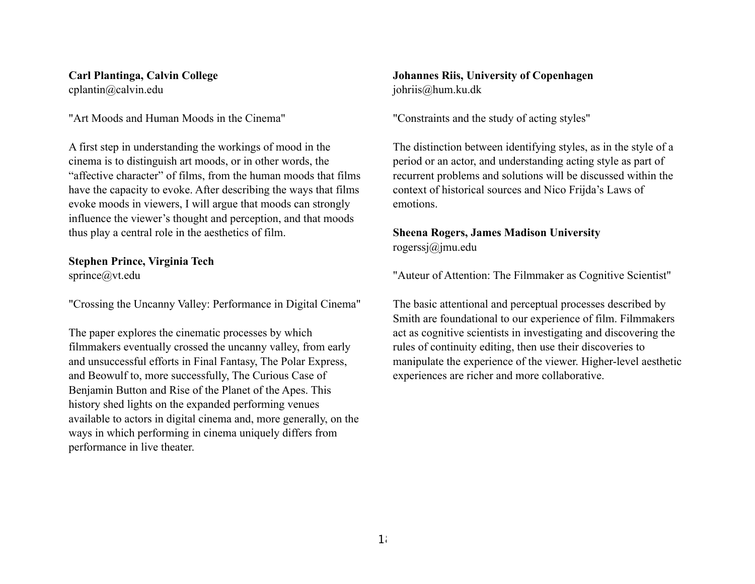**Carl Plantinga, Calvin College**
cplantin@calvin.edu

"Art Moods and Human Moods in the Cinema"

A first step in understanding the workings of mood in the cinema is to distinguish art moods, or in other words, the "affective character" of films, from the human moods that films have the capacity to evoke. After describing the ways that films evoke moods in viewers, I will argue that moods can strongly influence the viewer's thought and perception, and that moods thus play a central role in the aesthetics of film.

**Stephen Prince, Virginia Tech**
sprince@vt.edu

"Crossing the Uncanny Valley: Performance in Digital Cinema"

The paper explores the cinematic processes by which filmmakers eventually crossed the uncanny valley, from early and unsuccessful efforts in Final Fantasy, The Polar Express, and Beowulf to, more successfully, The Curious Case of Benjamin Button and Rise of the Planet of the Apes. This history shed lights on the expanded performing venues available to actors in digital cinema and, more generally, on the ways in which performing in cinema uniquely differs from performance in live theater.

**Johannes Riis, University of Copenhagen**
johriis@hum.ku.dk

"Constraints and the study of acting styles"

The distinction between identifying styles, as in the style of a period or an actor, and understanding acting style as part of recurrent problems and solutions will be discussed within the context of historical sources and Nico Frijda's Laws of emotions.

**Sheena Rogers, James Madison University**
rogerssj@jmu.edu

"Auteur of Attention: The Filmmaker as Cognitive Scientist"

The basic attentional and perceptual processes described by Smith are foundational to our experience of film. Filmmakers act as cognitive scientists in investigating and discovering the rules of continuity editing, then use their discoveries to manipulate the experience of the viewer. Higher-level aesthetic experiences are richer and more collaborative.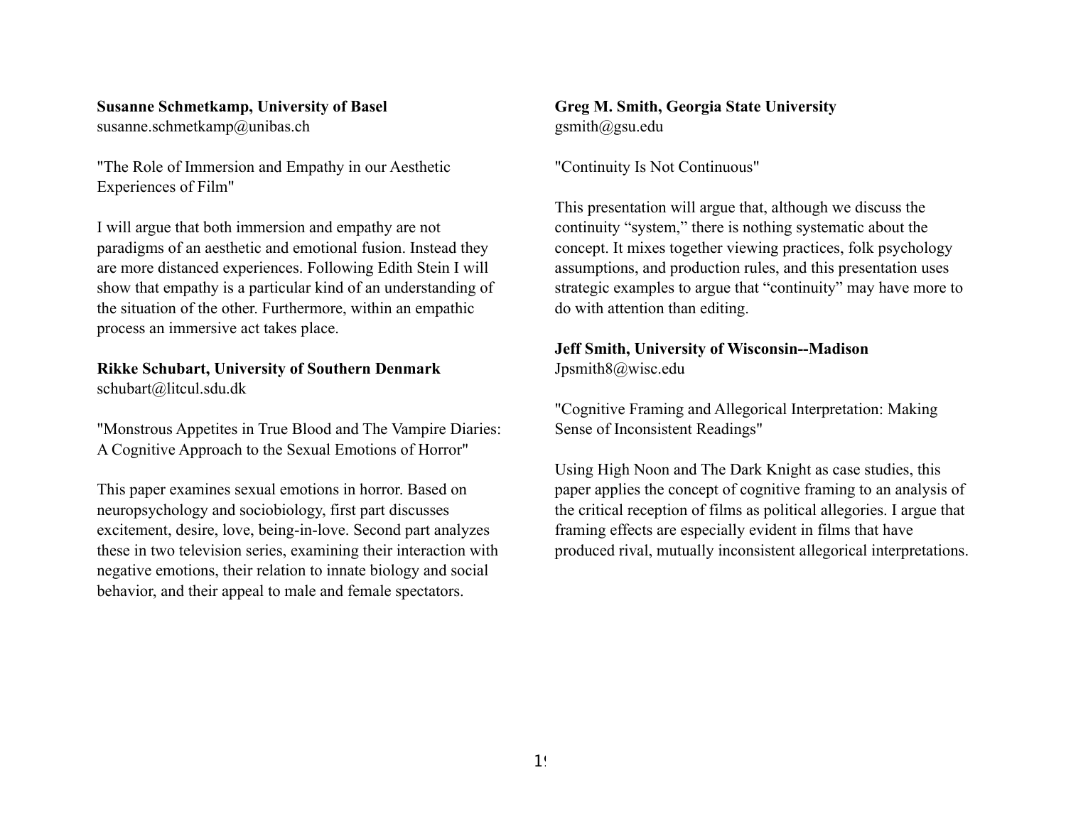**Susanne Schmetkamp, University of Basel**
susanne.schmetkamp@unibas.ch

"The Role of Immersion and Empathy in our Aesthetic Experiences of Film"

I will argue that both immersion and empathy are not paradigms of an aesthetic and emotional fusion. Instead they are more distanced experiences. Following Edith Stein I will show that empathy is a particular kind of an understanding of the situation of the other. Furthermore, within an empathic process an immersive act takes place.

**Rikke Schubart, University of Southern Denmark**
schubart@litcul.sdu.dk

"Monstrous Appetites in True Blood and The Vampire Diaries: A Cognitive Approach to the Sexual Emotions of Horror"

This paper examines sexual emotions in horror. Based on neuropsychology and sociobiology, first part discusses excitement, desire, love, being-in-love. Second part analyzes these in two television series, examining their interaction with negative emotions, their relation to innate biology and social behavior, and their appeal to male and female spectators.

**Greg M. Smith, Georgia State University**
gsmith@gsu.edu

"Continuity Is Not Continuous"

This presentation will argue that, although we discuss the continuity "system," there is nothing systematic about the concept. It mixes together viewing practices, folk psychology assumptions, and production rules, and this presentation uses strategic examples to argue that "continuity" may have more to do with attention than editing.

**Jeff Smith, University of Wisconsin--Madison**
Jpsmith8@wisc.edu

"Cognitive Framing and Allegorical Interpretation: Making Sense of Inconsistent Readings"

Using High Noon and The Dark Knight as case studies, this paper applies the concept of cognitive framing to an analysis of the critical reception of films as political allegories. I argue that framing effects are especially evident in films that have produced rival, mutually inconsistent allegorical interpretations.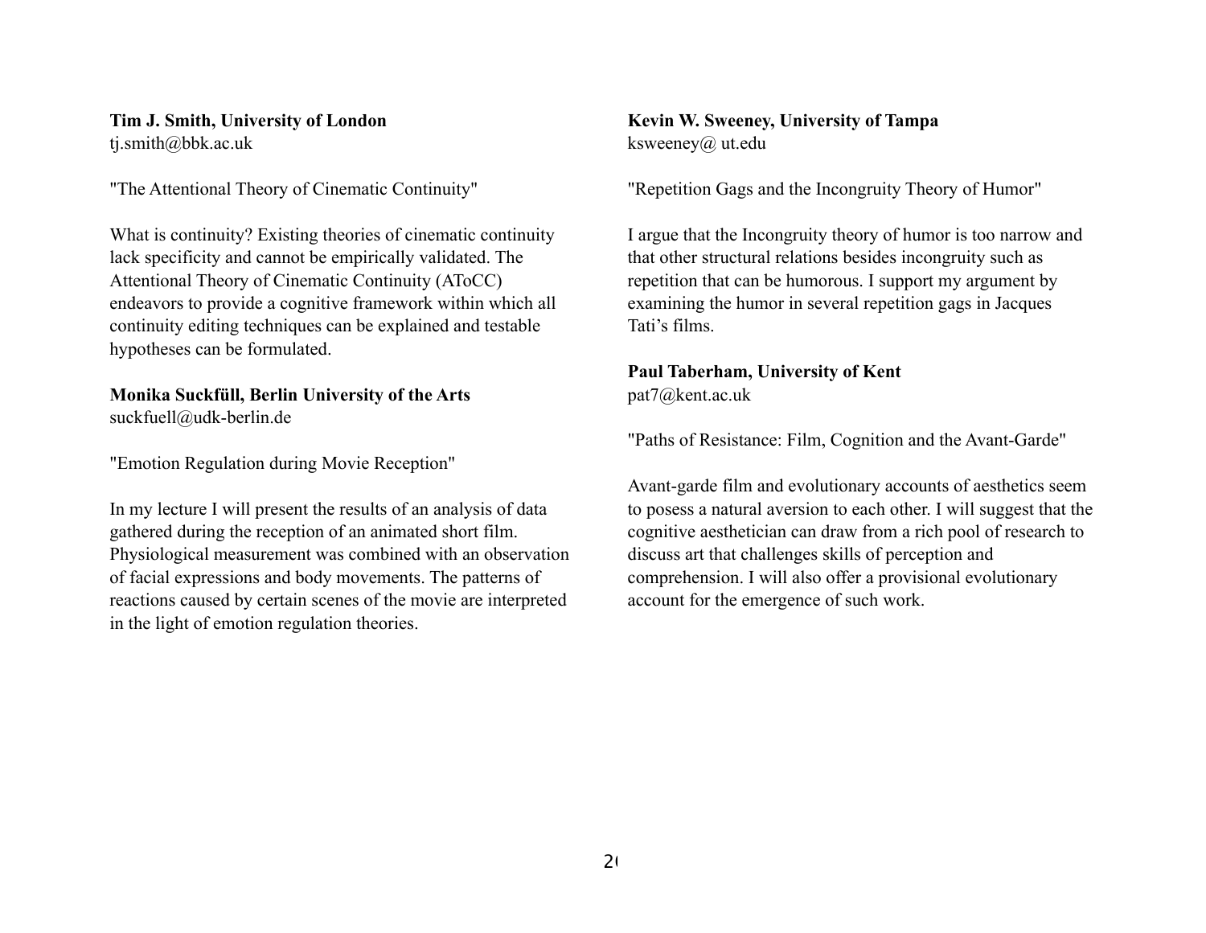**Tim J. Smith, University of London**
tj.smith@bbk.ac.uk

"The Attentional Theory of Cinematic Continuity"

What is continuity? Existing theories of cinematic continuity lack specificity and cannot be empirically validated. The Attentional Theory of Cinematic Continuity (AToCC) endeavors to provide a cognitive framework within which all continuity editing techniques can be explained and testable hypotheses can be formulated.

**Monika Suckfüll, Berlin University of the Arts**
suckfuell@udk-berlin.de

"Emotion Regulation during Movie Reception"

In my lecture I will present the results of an analysis of data gathered during the reception of an animated short film. Physiological measurement was combined with an observation of facial expressions and body movements. The patterns of reactions caused by certain scenes of the movie are interpreted in the light of emotion regulation theories.

**Kevin W. Sweeney, University of Tampa**
ksweeney@ ut.edu

"Repetition Gags and the Incongruity Theory of Humor"

I argue that the Incongruity theory of humor is too narrow and that other structural relations besides incongruity such as repetition that can be humorous. I support my argument by examining the humor in several repetition gags in Jacques Tati's films.

**Paul Taberham, University of Kent**
pat7@kent.ac.uk

"Paths of Resistance: Film, Cognition and the Avant-Garde"

Avant-garde film and evolutionary accounts of aesthetics seem to posess a natural aversion to each other. I will suggest that the cognitive aesthetician can draw from a rich pool of research to discuss art that challenges skills of perception and comprehension. I will also offer a provisional evolutionary account for the emergence of such work.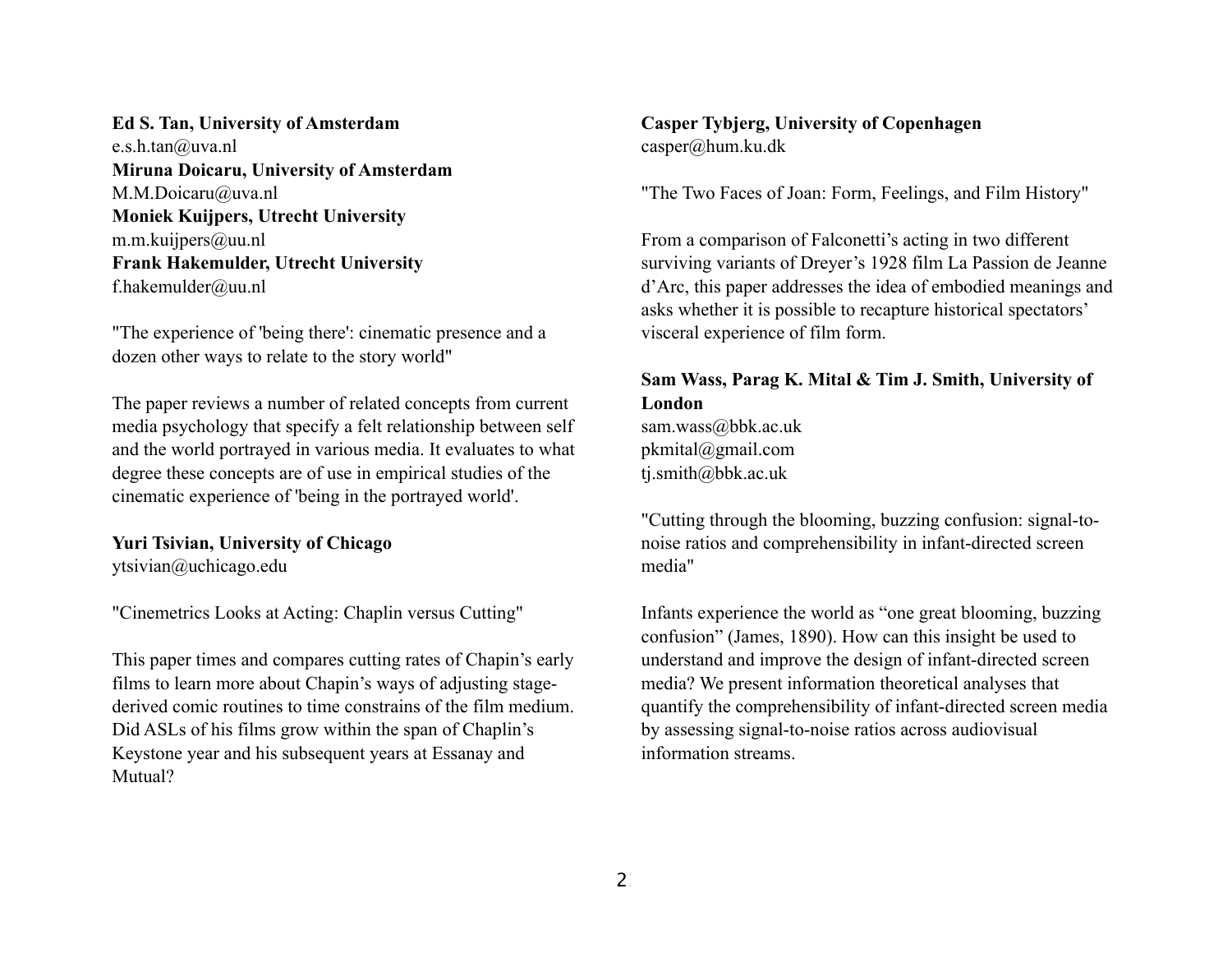**Ed S. Tan, University of Amsterdam**
e.s.h.tan@uva.nl
**Miruna Doicaru, University of Amsterdam**
M.M.Doicaru@uva.nl
**Moniek Kuijpers, Utrecht University**
m.m.kuijpers@uu.nl
**Frank Hakemulder, Utrecht University**
f.hakemulder@uu.nl

"The experience of 'being there': cinematic presence and a dozen other ways to relate to the story world"

The paper reviews a number of related concepts from current media psychology that specify a felt relationship between self and the world portrayed in various media. It evaluates to what degree these concepts are of use in empirical studies of the cinematic experience of 'being in the portrayed world'.

**Yuri Tsivian, University of Chicago**
ytsivian@uchicago.edu

"Cinemetrics Looks at Acting: Chaplin versus Cutting"

This paper times and compares cutting rates of Chapin's early films to learn more about Chapin's ways of adjusting stage-derived comic routines to time constrains of the film medium. Did ASLs of his films grow within the span of Chaplin's Keystone year and his subsequent years at Essanay and Mutual?

**Casper Tybjerg, University of Copenhagen**
casper@hum.ku.dk

"The Two Faces of Joan: Form, Feelings, and Film History"

From a comparison of Falconetti's acting in two different surviving variants of Dreyer's 1928 film La Passion de Jeanne d'Arc, this paper addresses the idea of embodied meanings and asks whether it is possible to recapture historical spectators' visceral experience of film form.

**Sam Wass, Parag K. Mital & Tim J. Smith, University of London**
sam.wass@bbk.ac.uk
pkmital@gmail.com
tj.smith@bbk.ac.uk

"Cutting through the blooming, buzzing confusion: signal-to-noise ratios and comprehensibility in infant-directed screen media"

Infants experience the world as "one great blooming, buzzing confusion" (James, 1890). How can this insight be used to understand and improve the design of infant-directed screen media? We present information theoretical analyses that quantify the comprehensibility of infant-directed screen media by assessing signal-to-noise ratios across audiovisual information streams.